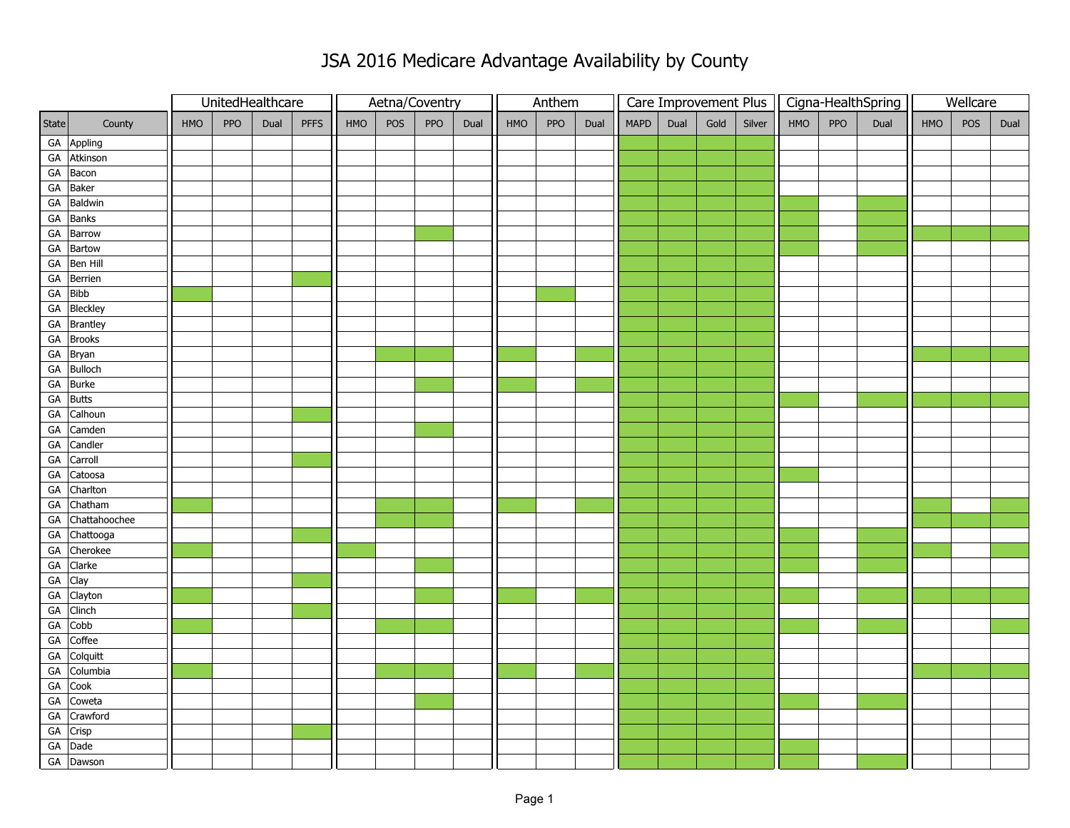# JSA 2016 Medicare Advantage Availability by County

(X = plan available; shown as shaded cells in the original)

| | | UnitedHealthcare | | | | Aetna/Coventry | | | | Anthem | | | Care Improvement Plus | | | | Cigna-HealthSpring | | | Wellcare | | |
|---|---|---|---|---|---|---|---|---|---|---|---|---|---|---|---|---|---|---|---|---|---|---|
| State | County | HMO | PPO | Dual | PFFS | HMO | POS | PPO | Dual | HMO | PPO | Dual | MAPD | Dual | Gold | Silver | HMO | PPO | Dual | HMO | POS | Dual |
| GA | Appling | | | | | | | | | | | | X | X | X | X | | | | | | |
| GA | Atkinson | | | | | | | | | | | | X | X | X | X | | | | | | |
| GA | Bacon | | | | | | | | | | | | X | X | X | X | | | | | | |
| GA | Baker | | | | | | | | | | | | X | X | X | X | | | | | | |
| GA | Baldwin | | | | | | | | | | | | X | X | X | X | X | | X | | | |
| GA | Banks | | | | | | | | | | | | X | X | X | X | X | | X | | | |
| GA | Barrow | | | | | | | X | | | | | X | X | X | X | X | | X | X | X | X |
| GA | Bartow | | | | | | | | | | | | X | X | X | X | X | | X | | | |
| GA | Ben Hill | | | | | | | | | | | | X | X | X | X | | | | | | |
| GA | Berrien | | | | X | | | | | | | | X | X | X | X | | | | | | |
| GA | Bibb | X | | | | | | | | | X | | X | X | X | X | | | | | | |
| GA | Bleckley | | | | | | | | | | | | X | X | X | X | | | | | | |
| GA | Brantley | | | | | | | | | | | | X | X | X | X | | | | | | |
| GA | Brooks | | | | | | | | | | | | X | X | X | X | | | | | | |
| GA | Bryan | | | | | | X | X | | X | | X | X | X | X | X | | | | X | X | X |
| GA | Bulloch | | | | | | | | | | | | X | X | X | X | | | | | | |
| GA | Burke | | | | | | | X | | X | | X | X | X | X | X | | | | | | |
| GA | Butts | | | | | | | | | | | | X | X | X | X | X | | X | X | X | X |
| GA | Calhoun | | | | X | | | | | | | | X | X | X | X | | | | | | |
| GA | Camden | | | | | | | X | | | | | X | X | X | X | | | | | | |
| GA | Candler | | | | | | | | | | | | X | X | X | X | | | | | | |
| GA | Carroll | | | | X | | | | | | | | X | X | X | X | | | | | | |
| GA | Catoosa | | | | | | | | | | | | X | X | X | X | X | | | | | |
| GA | Charlton | | | | | | | | | | | | X | X | X | X | | | | | | |
| GA | Chatham | X | | | | | X | X | | X | | X | X | X | X | X | | | | X | | X |
| GA | Chattahoochee | | | | | | X | X | | | | | X | X | X | X | | | | X | X | X |
| GA | Chattooga | | | | X | | | | | | | | X | X | X | X | X | | X | | | |
| GA | Cherokee | X | | | | X | | | | | | | X | X | X | X | X | | X | X | | X |
| GA | Clarke | | | | | | | X | | | | | X | X | X | X | X | | X | | | |
| GA | Clay | | | | X | | | | | | | | X | X | X | X | | | | | | |
| GA | Clayton | X | | | | | | X | | X | | X | X | X | X | X | X | | X | X | X | X |
| GA | Clinch | | | | X | | | | | | | | X | X | X | X | | | | | | |
| GA | Cobb | X | | | | | X | X | | | | | X | X | X | X | X | | X | | | X |
| GA | Coffee | | | | | | | | | | | | X | X | X | X | | | | | | |
| GA | Colquitt | | | | | | | | | | | | X | X | X | X | | | | | | |
| GA | Columbia | X | | | | | X | X | | X | | X | X | X | X | X | | | | X | X | X |
| GA | Cook | | | | | | | | | | | | X | X | X | X | | | | | | |
| GA | Coweta | | | | | | | X | | | | | X | X | X | X | X | | X | | | |
| GA | Crawford | | | | | | | | | | | | X | X | X | X | | | | | | |
| GA | Crisp | | | | X | | | | | | | | X | X | X | X | | | | | | |
| GA | Dade | | | | | | | | | | | | X | X | X | X | X | | | | | |
| GA | Dawson | | | | | | | | | | | | X | X | X | X | X | | X | | | |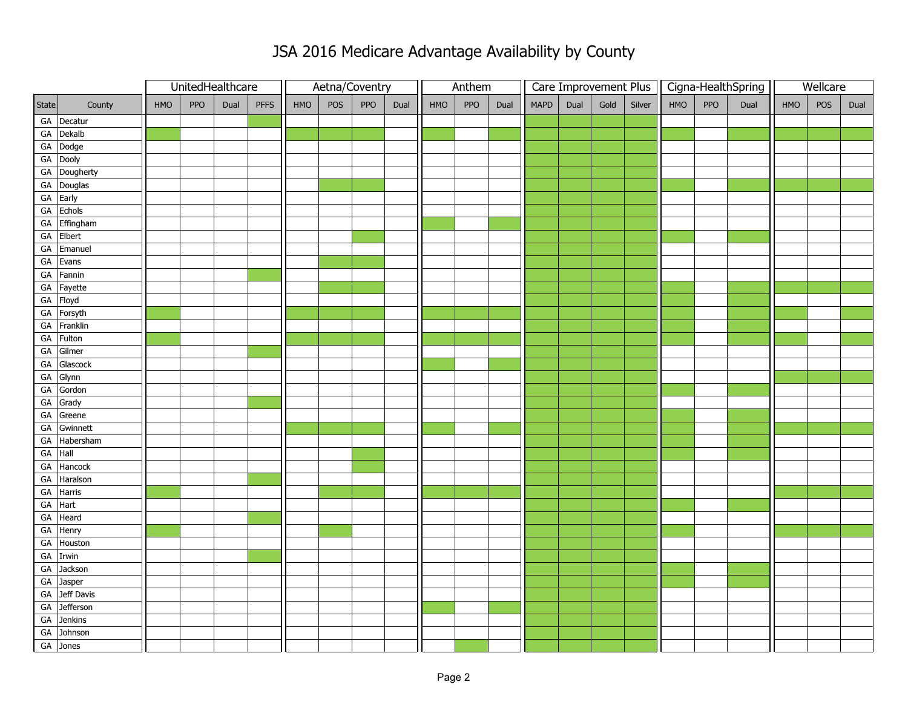# JSA 2016 Medicare Advantage Availability by County

Available plans are shown as green cells in the original; they are marked with "X" below.

| | | UnitedHealthcare | | | | Aetna/Coventry | | | | Anthem | | | Care Improvement Plus | | | | Cigna-HealthSpring | | | Wellcare | | |
|---|---|---|---|---|---|---|---|---|---|---|---|---|---|---|---|---|---|---|---|---|---|---|
| State | County | HMO | PPO | Dual | PFFS | HMO | POS | PPO | Dual | HMO | PPO | Dual | MAPD | Dual | Gold | Silver | HMO | PPO | Dual | HMO | POS | Dual |
| GA | Decatur | | | | X | | | | | | | | X | X | X | X | | | | | | |
| GA | Dekalb | X | | | | X | X | X | | X | | X | X | X | X | X | X | | X | X | X | X |
| GA | Dodge | | | | | | | | | | | | X | X | X | X | | | | | | |
| GA | Dooly | | | | | | | | | | | | X | X | X | X | | | | | | |
| GA | Dougherty | | | | | | | | | | | | X | X | X | X | | | | | | |
| GA | Douglas | | | | | | X | X | | | | | X | X | X | X | X | | X | X | X | X |
| GA | Early | | | | | | | | | | | | X | X | X | X | | | | | | |
| GA | Echols | | | | | | | | | | | | X | X | X | X | | | | | | |
| GA | Effingham | | | | | | | | | X | | X | X | X | X | X | | | | | | |
| GA | Elbert | | | | | | | X | | | | | X | X | X | X | X | | X | | | |
| GA | Emanuel | | | | | | | | | | | | X | X | X | X | | | | | | |
| GA | Evans | | | | | | X | X | | | | | X | X | X | X | | | | | | |
| GA | Fannin | | | | X | | | | | | | | X | X | X | X | | | | | | |
| GA | Fayette | | | | | | X | X | | | | | X | X | X | X | X | | X | X | X | X |
| GA | Floyd | | | | | | | | | | | | X | X | X | X | X | | X | | | |
| GA | Forsyth | X | | | | X | X | X | | X | X | X | X | X | X | X | X | | X | X | | X |
| GA | Franklin | | | | | | | | | | | | X | X | X | X | X | | X | | | |
| GA | Fulton | X | | | | X | X | X | | X | X | X | X | X | X | X | X | | X | X | | X |
| GA | Gilmer | | | | X | | | | | | | | X | X | X | X | | | | | | |
| GA | Glascock | | | | | | | | | X | | X | X | X | X | X | | | | | | |
| GA | Glynn | | | | | | | | | | | | X | X | X | X | | | | X | X | X |
| GA | Gordon | | | | | | | | | | | | X | X | X | X | X | | X | | | |
| GA | Grady | | | | X | | | | | | | | X | X | X | X | | | | | | |
| GA | Greene | | | | | | | | | | | | X | X | X | X | X | | X | | | |
| GA | Gwinnett | | | | | X | X | X | | X | | X | X | X | X | X | X | | X | X | X | X |
| GA | Habersham | | | | | | | | | | | | X | X | X | X | X | | X | | | |
| GA | Hall | | | | | | | X | | | | | X | X | X | X | X | | X | | | |
| GA | Hancock | | | | | | | X | | | | | X | X | X | X | | | | | | |
| GA | Haralson | | | | X | | | | | | | | X | X | X | X | | | | | | |
| GA | Harris | X | | | | | X | X | | X | X | X | X | X | X | X | | | | X | X | X |
| GA | Hart | | | | | | | | | | | | X | X | X | X | X | | X | | | |
| GA | Heard | | | | X | | | | | | | | X | X | X | X | | | | | | |
| GA | Henry | X | | | | | X | | | | | | X | X | X | X | X | | | X | X | X |
| GA | Houston | | | | | | | | | | | | X | X | X | X | | | | | | |
| GA | Irwin | | | | X | | | | | | | | X | X | X | X | | | | | | |
| GA | Jackson | | | | | | | | | | | | X | X | X | X | X | | X | | | |
| GA | Jasper | | | | | | | | | | | | X | X | X | X | X | | X | | | |
| GA | Jeff Davis | | | | | | | | | | | | X | X | X | X | | | | | | |
| GA | Jefferson | | | | | | | | | X | | X | X | X | X | X | | | | | | |
| GA | Jenkins | | | | | | | | | | | | X | X | X | X | | | | | | |
| GA | Johnson | | | | | | | | | | | | X | X | X | X | | | | | | |
| GA | Jones | | | | | | | | | | X | | X | X | X | X | | | | | | |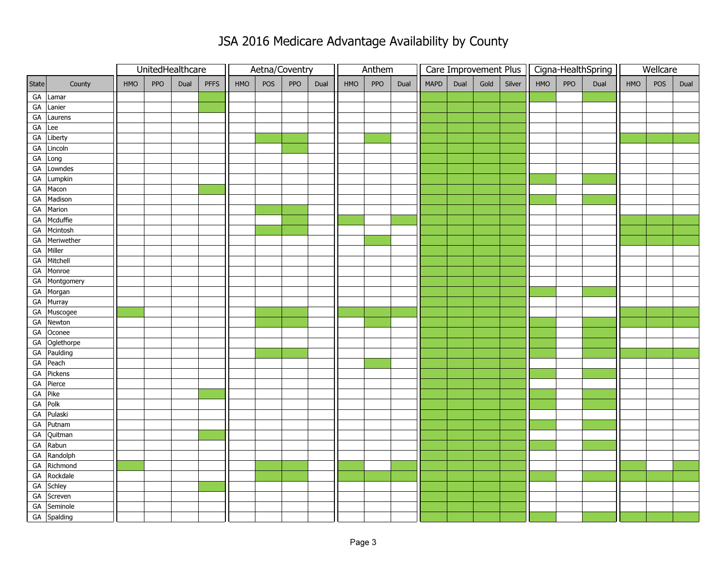# JSA 2016 Medicare Advantage Availability by County

| | | UnitedHealthcare | | | | Aetna/Coventry | | | | Anthem | | | Care Improvement Plus | | | | Cigna-HealthSpring | | | Wellcare | | |
|---|---|---|---|---|---|---|---|---|---|---|---|---|---|---|---|---|---|---|---|---|---|---|
| State | County | HMO | PPO | Dual | PFFS | HMO | POS | PPO | Dual | HMO | PPO | Dual | MAPD | Dual | Gold | Silver | HMO | PPO | Dual | HMO | POS | Dual |
| GA | Lamar | | | | X | | | | | | | | X | X | X | X | X | | X | | | |
| GA | Lanier | | | | X | | | | | | | | X | X | X | X | | | | | | |
| GA | Laurens | | | | | | | | | | | | X | X | X | X | | | | | | |
| GA | Lee | | | | | | | | | | | | X | X | X | X | | | | | | |
| GA | Liberty | | | | | | X | X | | | X | | X | X | X | X | | | | X | X | X |
| GA | Lincoln | | | | | | | X | | | | | X | X | X | X | | | | | | |
| GA | Long | | | | | | | | | | | | X | X | X | X | | | | | | |
| GA | Lowndes | | | | | | | | | | | | X | X | X | X | | | | | | |
| GA | Lumpkin | | | | | | | | | | | | X | X | X | X | X | | X | | | |
| GA | Macon | | | | X | | | | | | | | X | X | X | X | | | | | | |
| GA | Madison | | | | | | | | | | | | X | X | X | X | X | | X | | | |
| GA | Marion | | | | | | X | X | | | | | X | X | X | X | | | | | | |
| GA | Mcduffie | | | | | | | X | | X | | X | X | X | X | X | | | | X | X | X |
| GA | Mcintosh | | | | | | X | X | | | | | X | X | X | X | | | | X | X | X |
| GA | Meriwether | | | | | | | | | | X | | X | X | X | X | | | | X | X | X |
| GA | Miller | | | | | | | | | | | | X | X | X | X | | | | | | |
| GA | Mitchell | | | | | | | | | | | | X | X | X | X | | | | | | |
| GA | Monroe | | | | | | | | | | | | X | X | X | X | | | | | | |
| GA | Montgomery | | | | | | | | | | | | X | X | X | X | | | | | | |
| GA | Morgan | | | | | | | | | | | | X | X | X | X | X | | X | | | |
| GA | Murray | | | | | | | | | | | | X | X | X | X | | | | | | |
| GA | Muscogee | X | | | | | X | X | | X | X | X | X | X | X | X | | | | X | X | X |
| GA | Newton | | | | | | X | X | | | X | | X | X | X | X | X | | X | X | X | X |
| GA | Oconee | | | | | | | | | | | | X | X | X | X | X | | X | | | |
| GA | Oglethorpe | | | | | | | | | | | | X | X | X | X | X | | X | | | |
| GA | Paulding | | | | | | X | X | | | | | X | X | X | X | X | | X | X | X | X |
| GA | Peach | | | | | | | | | | X | | X | X | X | X | | | | | | |
| GA | Pickens | | | | | | | | | | | | X | X | X | X | X | | X | | | |
| GA | Pierce | | | | | | | | | | | | X | X | X | X | | | | | | |
| GA | Pike | | | | X | | | | | | | | X | X | X | X | X | | X | | | |
| GA | Polk | | | | | | | | | | | | X | X | X | X | X | | X | | | |
| GA | Pulaski | | | | | | | | | | | | X | X | X | X | | | | | | |
| GA | Putnam | | | | | | | | | | | | X | X | X | X | X | | X | | | |
| GA | Quitman | | | | X | | | | | | | | X | X | X | X | | | | | | |
| GA | Rabun | | | | | | | | | | | | X | X | X | X | X | | X | | | |
| GA | Randolph | | | | | | | | | | | | X | X | X | X | | | | | | |
| GA | Richmond | X | | | | | X | X | | X | | X | X | X | X | X | | | | X | | X |
| GA | Rockdale | | | | | | X | X | | X | X | X | X | X | X | X | X | | X | X | X | X |
| GA | Schley | | | | X | | | | | | | | X | X | X | X | | | | | | |
| GA | Screven | | | | | | | | | | | | X | X | X | X | | | | | | |
| GA | Seminole | | | | | | | | | | | | X | X | X | X | | | | | | |
| GA | Spalding | | | | | | | | | | | | X | X | X | X | X | | X | X | X | X |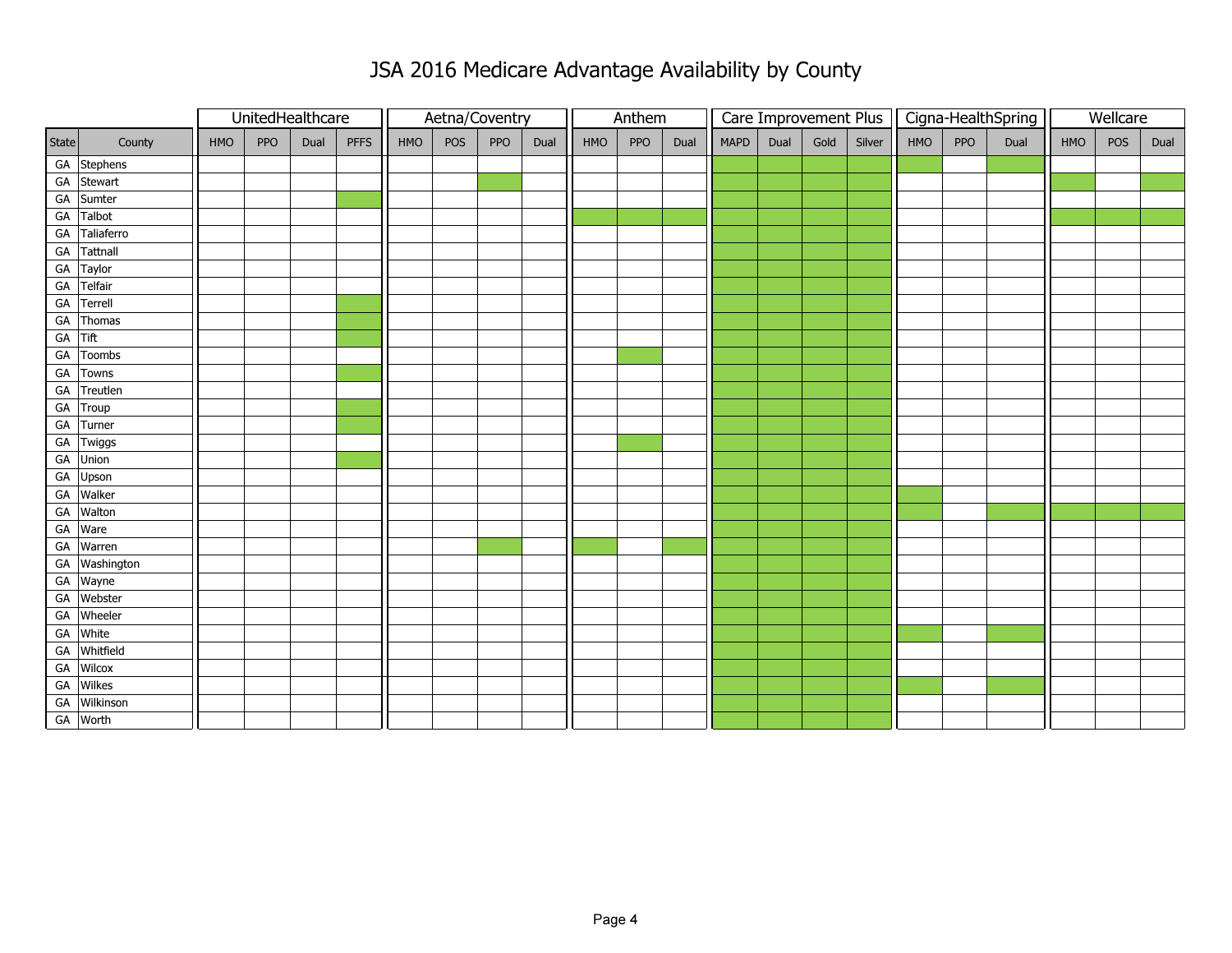# JSA 2016 Medicare Advantage Availability by County

Filled (green) cells are marked with X.

| | | UnitedHealthcare | | | | Aetna/Coventry | | | | Anthem | | | Care Improvement Plus | | | | Cigna-HealthSpring | | | Wellcare | | |
|---|---|---|---|---|---|---|---|---|---|---|---|---|---|---|---|---|---|---|---|---|---|---|
| State | County | HMO | PPO | Dual | PFFS | HMO | POS | PPO | Dual | HMO | PPO | Dual | MAPD | Dual | Gold | Silver | HMO | PPO | Dual | HMO | POS | Dual |
| GA | Stephens | | | | | | | | | | | | X | X | X | X | X | | X | | | |
| GA | Stewart | | | | | | | X | | | | | X | X | X | X | | | | X | | X |
| GA | Sumter | | | | X | | | | | | | | X | X | X | X | | | | | | |
| GA | Talbot | | | | | | | | | X | X | X | X | X | X | X | | | | X | X | X |
| GA | Taliaferro | | | | | | | | | | | | X | X | X | X | | | | | | |
| GA | Tattnall | | | | | | | | | | | | X | X | X | X | | | | | | |
| GA | Taylor | | | | | | | | | | | | X | X | X | X | | | | | | |
| GA | Telfair | | | | | | | | | | | | X | X | X | X | | | | | | |
| GA | Terrell | | | | X | | | | | | | | X | X | X | X | | | | | | |
| GA | Thomas | | | | X | | | | | | | | X | X | X | X | | | | | | |
| GA | Tift | | | | X | | | | | | | | X | X | X | X | | | | | | |
| GA | Toombs | | | | | | | | | | X | | X | X | X | X | | | | | | |
| GA | Towns | | | | X | | | | | | | | X | X | X | X | | | | | | |
| GA | Treutlen | | | | | | | | | | | | X | X | X | X | | | | | | |
| GA | Troup | | | | X | | | | | | | | X | X | X | X | | | | | | |
| GA | Turner | | | | X | | | | | | | | X | X | X | X | | | | | | |
| GA | Twiggs | | | | | | | | | | X | | X | X | X | X | | | | | | |
| GA | Union | | | | X | | | | | | | | X | X | X | X | | | | | | |
| GA | Upson | | | | | | | | | | | | X | X | X | X | | | | | | |
| GA | Walker | | | | | | | | | | | | X | X | X | X | X | | | | | |
| GA | Walton | | | | | | | | | | | | X | X | X | X | X | | X | X | X | X |
| GA | Ware | | | | | | | | | | | | X | X | X | X | | | | | | |
| GA | Warren | | | | | | | X | | X | | X | X | X | X | X | | | | | | |
| GA | Washington | | | | | | | | | | | | X | X | X | X | | | | | | |
| GA | Wayne | | | | | | | | | | | | X | X | X | X | | | | | | |
| GA | Webster | | | | | | | | | | | | X | X | X | X | | | | | | |
| GA | Wheeler | | | | | | | | | | | | X | X | X | X | | | | | | |
| GA | White | | | | | | | | | | | | X | X | X | X | X | | X | | | |
| GA | Whitfield | | | | | | | | | | | | X | X | X | X | | | | | | |
| GA | Wilcox | | | | | | | | | | | | X | X | X | X | | | | | | |
| GA | Wilkes | | | | | | | | | | | | X | X | X | X | X | | X | | | |
| GA | Wilkinson | | | | | | | | | | | | X | X | X | X | | | | | | |
| GA | Worth | | | | | | | | | | | | X | X | X | X | | | | | | |